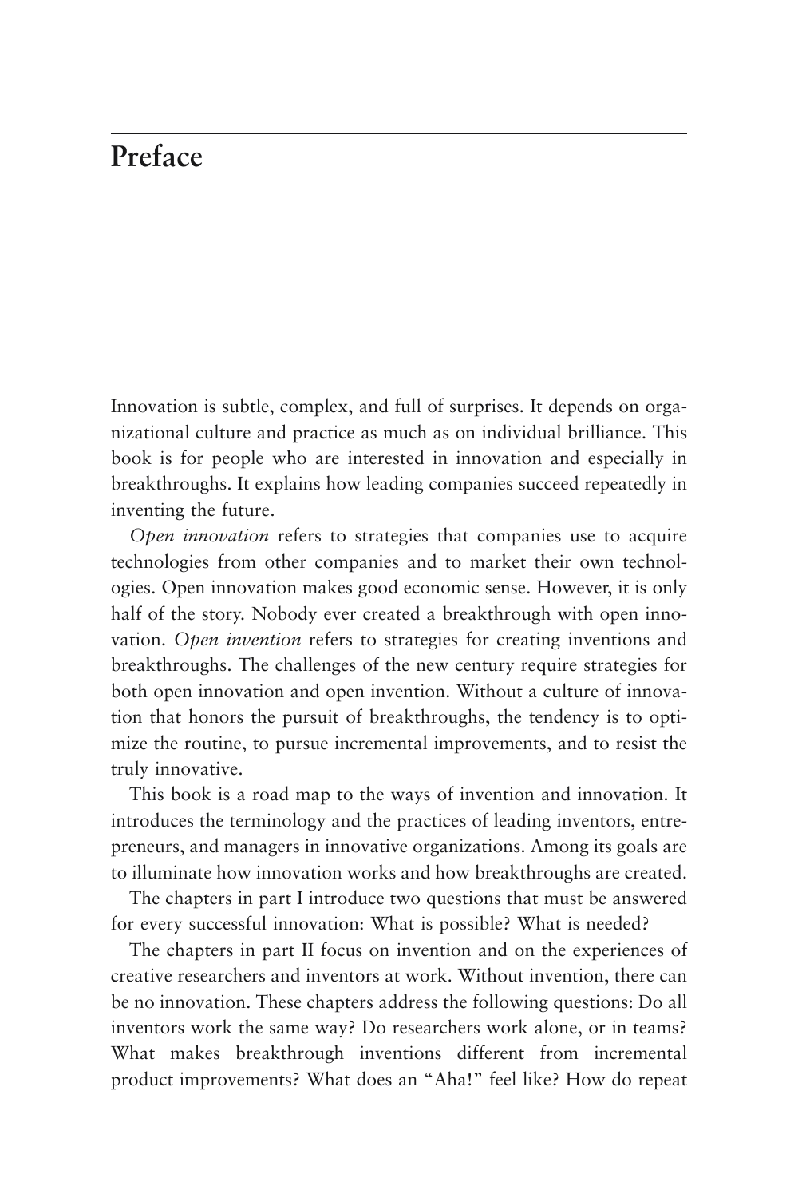# Preface

Innovation is subtle, complex, and full of surprises. It depends on organizational culture and practice as much as on individual brilliance. This book is for people who are interested in innovation and especially in breakthroughs. It explains how leading companies succeed repeatedly in inventing the future.

*Open innovation* refers to strategies that companies use to acquire technologies from other companies and to market their own technologies. Open innovation makes good economic sense. However, it is only half of the story. Nobody ever created a breakthrough with open innovation. *Open invention* refers to strategies for creating inventions and breakthroughs. The challenges of the new century require strategies for both open innovation and open invention. Without a culture of innovation that honors the pursuit of breakthroughs, the tendency is to optimize the routine, to pursue incremental improvements, and to resist the truly innovative.

This book is a road map to the ways of invention and innovation. It introduces the terminology and the practices of leading inventors, entrepreneurs, and managers in innovative organizations. Among its goals are to illuminate how innovation works and how breakthroughs are created.

The chapters in part I introduce two questions that must be answered for every successful innovation: What is possible? What is needed?

The chapters in part II focus on invention and on the experiences of creative researchers and inventors at work. Without invention, there can be no innovation. These chapters address the following questions: Do all inventors work the same way? Do researchers work alone, or in teams? What makes breakthrough inventions different from incremental product improvements? What does an "Aha!" feel like? How do repeat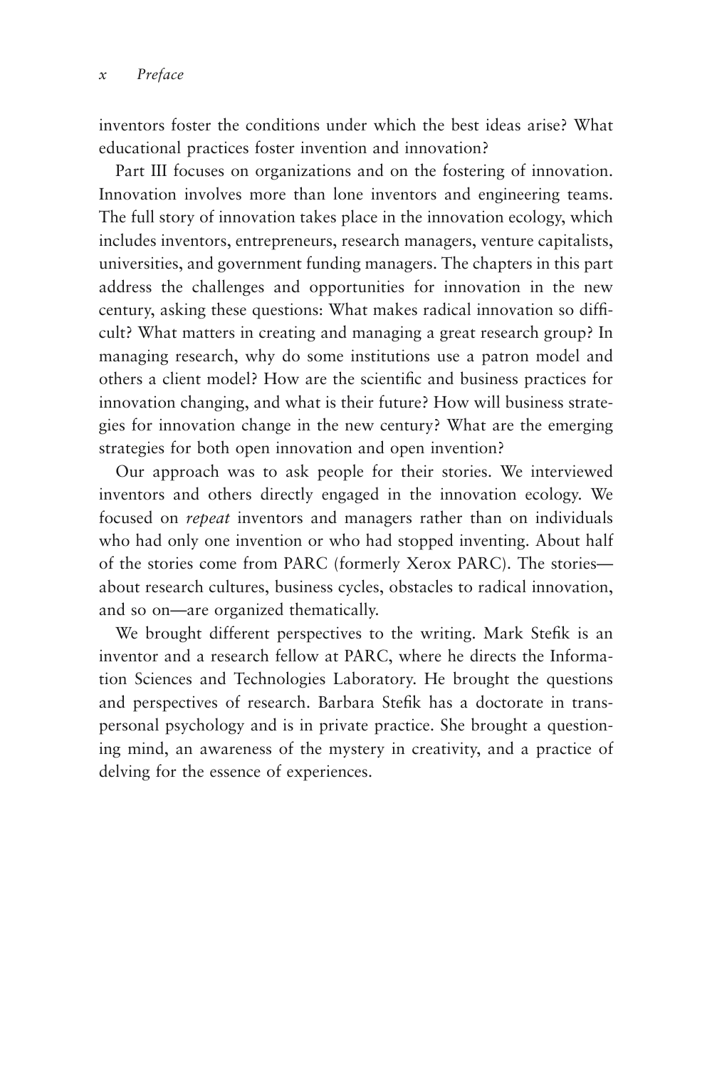inventors foster the conditions under which the best ideas arise? What educational practices foster invention and innovation?

Part III focuses on organizations and on the fostering of innovation. Innovation involves more than lone inventors and engineering teams. The full story of innovation takes place in the innovation ecology, which includes inventors, entrepreneurs, research managers, venture capitalists, universities, and government funding managers. The chapters in this part address the challenges and opportunities for innovation in the new century, asking these questions: What makes radical innovation so difficult? What matters in creating and managing a great research group? In managing research, why do some institutions use a patron model and others a client model? How are the scientific and business practices for innovation changing, and what is their future? How will business strategies for innovation change in the new century? What are the emerging strategies for both open innovation and open invention?

Our approach was to ask people for their stories. We interviewed inventors and others directly engaged in the innovation ecology. We focused on *repeat* inventors and managers rather than on individuals who had only one invention or who had stopped inventing. About half of the stories come from PARC (formerly Xerox PARC). The stories—about research cultures, business cycles, obstacles to radical innovation, and so on—are organized thematically.

We brought different perspectives to the writing. Mark Stefik is an inventor and a research fellow at PARC, where he directs the Information Sciences and Technologies Laboratory. He brought the questions and perspectives of research. Barbara Stefik has a doctorate in transpersonal psychology and is in private practice. She brought a questioning mind, an awareness of the mystery in creativity, and a practice of delving for the essence of experiences.